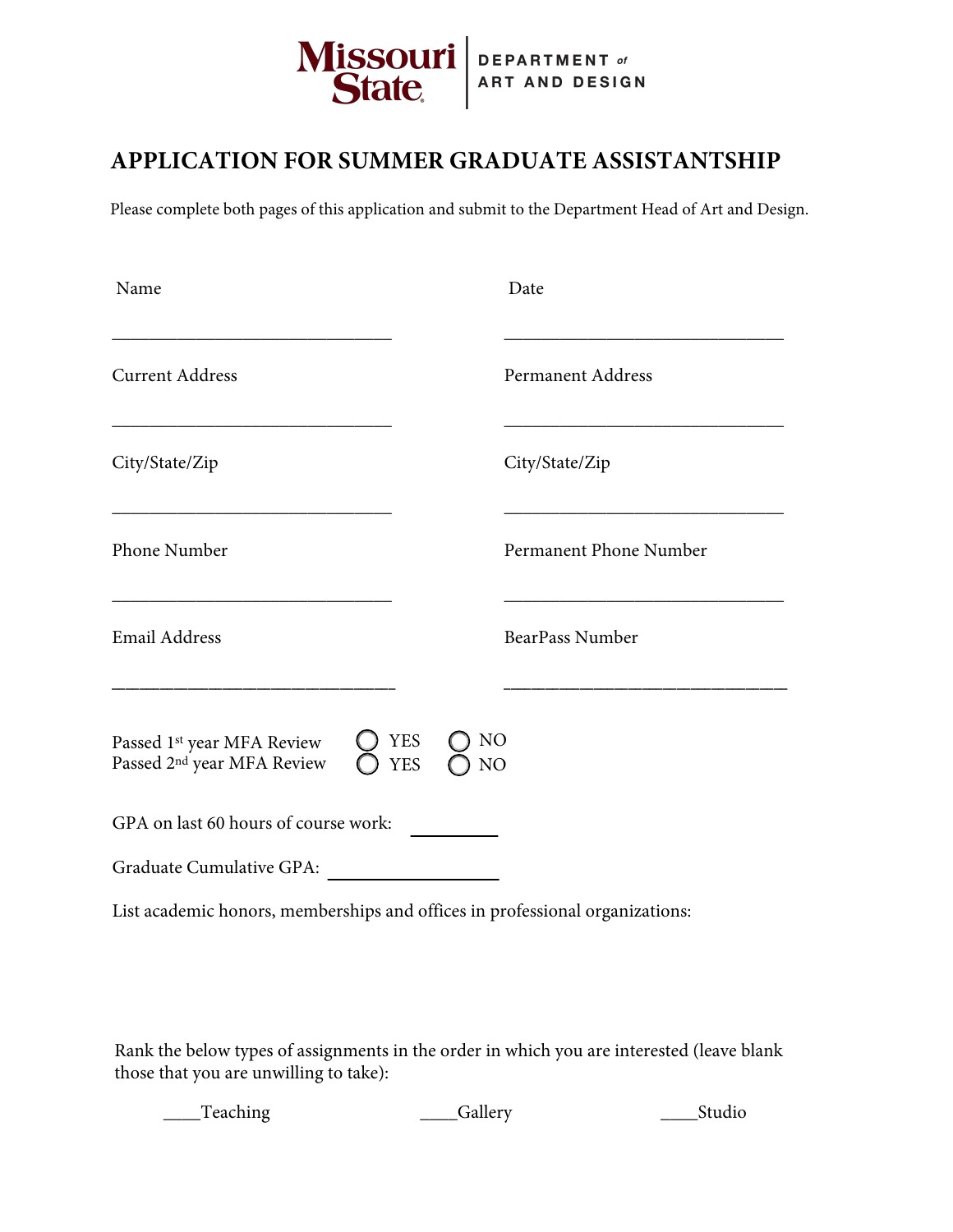Missouri State | DEPARTMENT of ART AND DESIGN

# APPLICATION FOR SUMMER GRADUATE ASSISTANTSHIP

Please complete both pages of this application and submit to the Department Head of Art and Design.

Name ______________________________

Date ______________________________

Current Address ______________________________

Permanent Address ______________________________

City/State/Zip ______________________________

City/State/Zip ______________________________

Phone Number ______________________________

Permanent Phone Number ______________________________

Email Address ______________________________

BearPass Number ______________________________

Passed 1st year MFA Review ◯ YES ◯ NO
Passed 2nd year MFA Review ◯ YES ◯ NO

GPA on last 60 hours of course work: _________

Graduate Cumulative GPA: __________________

List academic honors, memberships and offices in professional organizations:

Rank the below types of assignments in the order in which you are interested (leave blank those that you are unwilling to take):

____Teaching ____Gallery ____Studio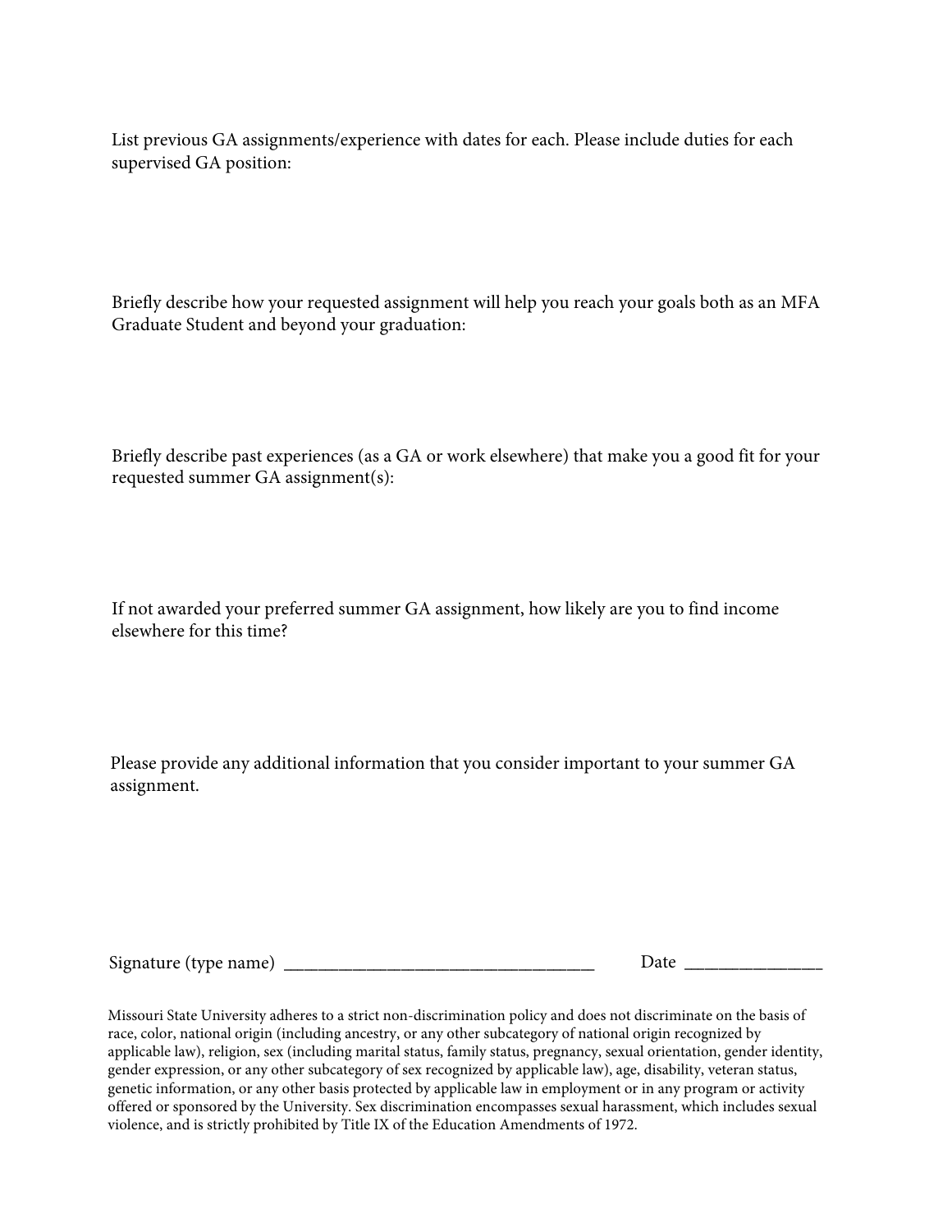List previous GA assignments/experience with dates for each. Please include duties for each supervised GA position:

Briefly describe how your requested assignment will help you reach your goals both as an MFA Graduate Student and beyond your graduation:

Briefly describe past experiences (as a GA or work elsewhere) that make you a good fit for your requested summer GA assignment(s):

If not awarded your preferred summer GA assignment, how likely are you to find income elsewhere for this time?

Please provide any additional information that you consider important to your summer GA assignment.

Signature (type name) ________________________________ Date ______________

Missouri State University adheres to a strict non-discrimination policy and does not discriminate on the basis of race, color, national origin (including ancestry, or any other subcategory of national origin recognized by applicable law), religion, sex (including marital status, family status, pregnancy, sexual orientation, gender identity, gender expression, or any other subcategory of sex recognized by applicable law), age, disability, veteran status, genetic information, or any other basis protected by applicable law in employment or in any program or activity offered or sponsored by the University. Sex discrimination encompasses sexual harassment, which includes sexual violence, and is strictly prohibited by Title IX of the Education Amendments of 1972.